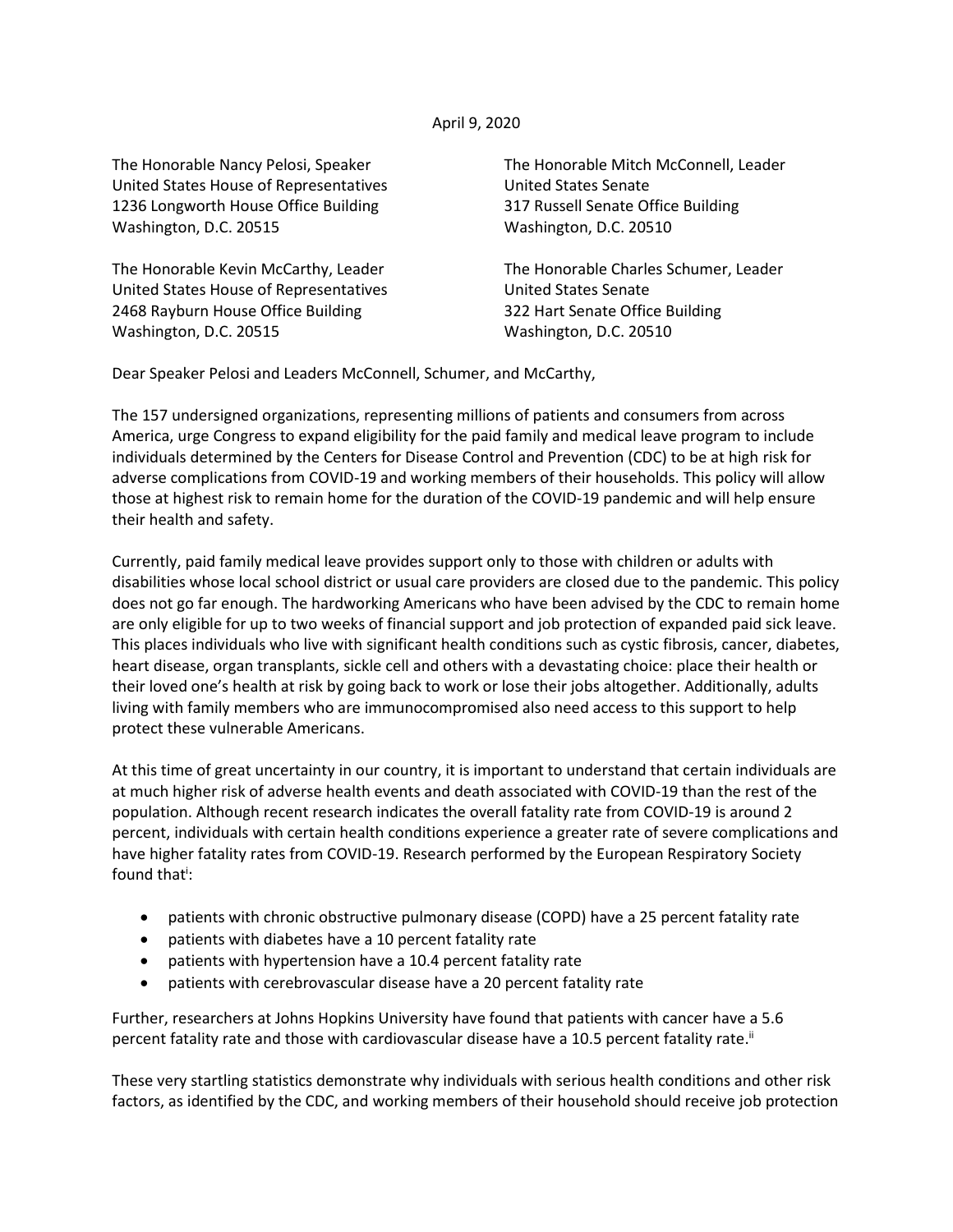April 9, 2020

The Honorable Nancy Pelosi, Speaker
United States House of Representatives
1236 Longworth House Office Building
Washington, D.C. 20515

The Honorable Mitch McConnell, Leader
United States Senate
317 Russell Senate Office Building
Washington, D.C. 20510

The Honorable Kevin McCarthy, Leader
United States House of Representatives
2468 Rayburn House Office Building
Washington, D.C. 20515

The Honorable Charles Schumer, Leader
United States Senate
322 Hart Senate Office Building
Washington, D.C. 20510

Dear Speaker Pelosi and Leaders McConnell, Schumer, and McCarthy,

The 157 undersigned organizations, representing millions of patients and consumers from across America, urge Congress to expand eligibility for the paid family and medical leave program to include individuals determined by the Centers for Disease Control and Prevention (CDC) to be at high risk for adverse complications from COVID-19 and working members of their households. This policy will allow those at highest risk to remain home for the duration of the COVID-19 pandemic and will help ensure their health and safety.

Currently, paid family medical leave provides support only to those with children or adults with disabilities whose local school district or usual care providers are closed due to the pandemic. This policy does not go far enough. The hardworking Americans who have been advised by the CDC to remain home are only eligible for up to two weeks of financial support and job protection of expanded paid sick leave. This places individuals who live with significant health conditions such as cystic fibrosis, cancer, diabetes, heart disease, organ transplants, sickle cell and others with a devastating choice: place their health or their loved one's health at risk by going back to work or lose their jobs altogether. Additionally, adults living with family members who are immunocompromised also need access to this support to help protect these vulnerable Americans.

At this time of great uncertainty in our country, it is important to understand that certain individuals are at much higher risk of adverse health events and death associated with COVID-19 than the rest of the population. Although recent research indicates the overall fatality rate from COVID-19 is around 2 percent, individuals with certain health conditions experience a greater rate of severe complications and have higher fatality rates from COVID-19. Research performed by the European Respiratory Society found that[i]:

- patients with chronic obstructive pulmonary disease (COPD) have a 25 percent fatality rate
- patients with diabetes have a 10 percent fatality rate
- patients with hypertension have a 10.4 percent fatality rate
- patients with cerebrovascular disease have a 20 percent fatality rate

Further, researchers at Johns Hopkins University have found that patients with cancer have a 5.6 percent fatality rate and those with cardiovascular disease have a 10.5 percent fatality rate.[ii]

These very startling statistics demonstrate why individuals with serious health conditions and other risk factors, as identified by the CDC, and working members of their household should receive job protection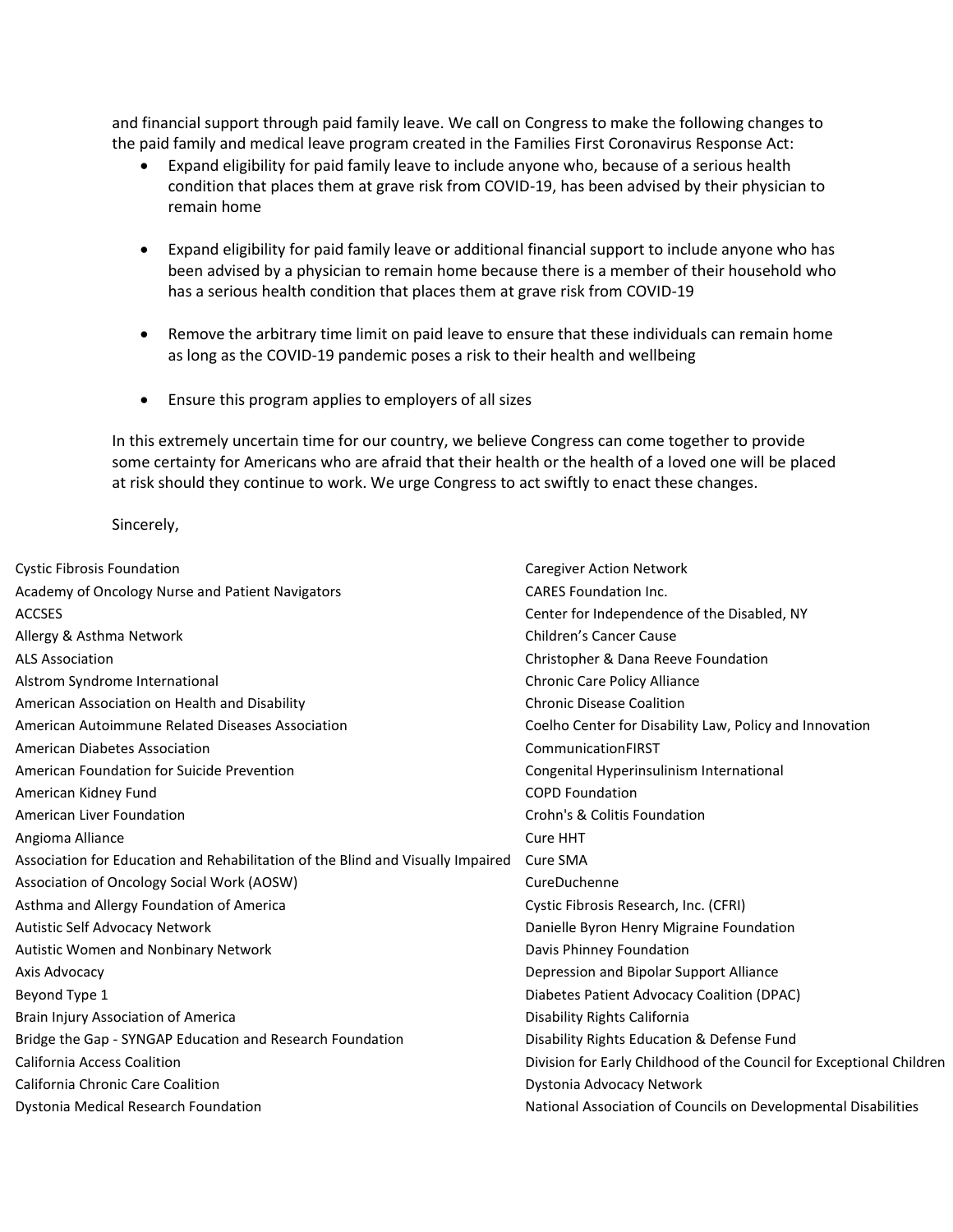and financial support through paid family leave. We call on Congress to make the following changes to the paid family and medical leave program created in the Families First Coronavirus Response Act:

- Expand eligibility for paid family leave to include anyone who, because of a serious health condition that places them at grave risk from COVID-19, has been advised by their physician to remain home

- Expand eligibility for paid family leave or additional financial support to include anyone who has been advised by a physician to remain home because there is a member of their household who has a serious health condition that places them at grave risk from COVID-19

- Remove the arbitrary time limit on paid leave to ensure that these individuals can remain home as long as the COVID-19 pandemic poses a risk to their health and wellbeing

- Ensure this program applies to employers of all sizes

In this extremely uncertain time for our country, we believe Congress can come together to provide some certainty for Americans who are afraid that their health or the health of a loved one will be placed at risk should they continue to work. We urge Congress to act swiftly to enact these changes.

Sincerely,

Cystic Fibrosis Foundation
Academy of Oncology Nurse and Patient Navigators
ACCSES
Allergy & Asthma Network
ALS Association
Alstrom Syndrome International
American Association on Health and Disability
American Autoimmune Related Diseases Association
American Diabetes Association
American Foundation for Suicide Prevention
American Kidney Fund
American Liver Foundation
Angioma Alliance
Association for Education and Rehabilitation of the Blind and Visually Impaired
Association of Oncology Social Work (AOSW)
Asthma and Allergy Foundation of America
Autistic Self Advocacy Network
Autistic Women and Nonbinary Network
Axis Advocacy
Beyond Type 1
Brain Injury Association of America
Bridge the Gap - SYNGAP Education and Research Foundation
California Access Coalition
California Chronic Care Coalition
Dystonia Medical Research Foundation
Caregiver Action Network
CARES Foundation Inc.
Center for Independence of the Disabled, NY
Children's Cancer Cause
Christopher & Dana Reeve Foundation
Chronic Care Policy Alliance
Chronic Disease Coalition
Coelho Center for Disability Law, Policy and Innovation
CommunicationFIRST
Congenital Hyperinsulinism International
COPD Foundation
Crohn's & Colitis Foundation
Cure HHT
Cure SMA
CureDuchenne
Cystic Fibrosis Research, Inc. (CFRI)
Danielle Byron Henry Migraine Foundation
Davis Phinney Foundation
Depression and Bipolar Support Alliance
Diabetes Patient Advocacy Coalition (DPAC)
Disability Rights California
Disability Rights Education & Defense Fund
Division for Early Childhood of the Council for Exceptional Children
Dystonia Advocacy Network
National Association of Councils on Developmental Disabilities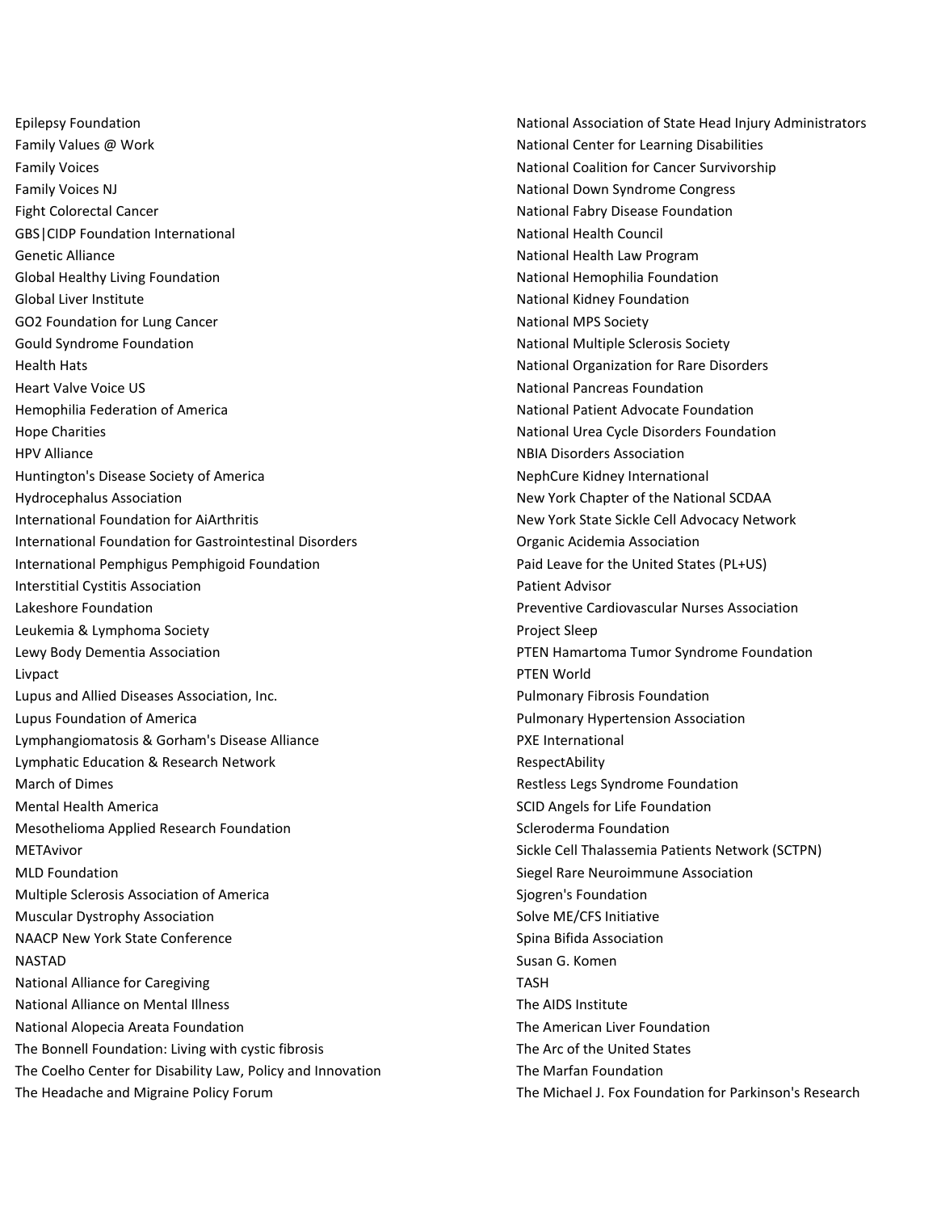Epilepsy Foundation
Family Values @ Work
Family Voices
Family Voices NJ
Fight Colorectal Cancer
GBS|CIDP Foundation International
Genetic Alliance
Global Healthy Living Foundation
Global Liver Institute
GO2 Foundation for Lung Cancer
Gould Syndrome Foundation
Health Hats
Heart Valve Voice US
Hemophilia Federation of America
Hope Charities
HPV Alliance
Huntington's Disease Society of America
Hydrocephalus Association
International Foundation for AiArthritis
International Foundation for Gastrointestinal Disorders
International Pemphigus Pemphigoid Foundation
Interstitial Cystitis Association
Lakeshore Foundation
Leukemia & Lymphoma Society
Lewy Body Dementia Association
Livpact
Lupus and Allied Diseases Association, Inc.
Lupus Foundation of America
Lymphangiomatosis & Gorham's Disease Alliance
Lymphatic Education & Research Network
March of Dimes
Mental Health America
Mesothelioma Applied Research Foundation
METAvivor
MLD Foundation
Multiple Sclerosis Association of America
Muscular Dystrophy Association
NAACP New York State Conference
NASTAD
National Alliance for Caregiving
National Alliance on Mental Illness
National Alopecia Areata Foundation
The Bonnell Foundation: Living with cystic fibrosis
The Coelho Center for Disability Law, Policy and Innovation
The Headache and Migraine Policy Forum
National Association of State Head Injury Administrators
National Center for Learning Disabilities
National Coalition for Cancer Survivorship
National Down Syndrome Congress
National Fabry Disease Foundation
National Health Council
National Health Law Program
National Hemophilia Foundation
National Kidney Foundation
National MPS Society
National Multiple Sclerosis Society
National Organization for Rare Disorders
National Pancreas Foundation
National Patient Advocate Foundation
National Urea Cycle Disorders Foundation
NBIA Disorders Association
NephCure Kidney International
New York Chapter of the National SCDAA
New York State Sickle Cell Advocacy Network
Organic Acidemia Association
Paid Leave for the United States (PL+US)
Patient Advisor
Preventive Cardiovascular Nurses Association
Project Sleep
PTEN Hamartoma Tumor Syndrome Foundation
PTEN World
Pulmonary Fibrosis Foundation
Pulmonary Hypertension Association
PXE International
RespectAbility
Restless Legs Syndrome Foundation
SCID Angels for Life Foundation
Scleroderma Foundation
Sickle Cell Thalassemia Patients Network (SCTPN)
Siegel Rare Neuroimmune Association
Sjogren's Foundation
Solve ME/CFS Initiative
Spina Bifida Association
Susan G. Komen
TASH
The AIDS Institute
The American Liver Foundation
The Arc of the United States
The Marfan Foundation
The Michael J. Fox Foundation for Parkinson's Research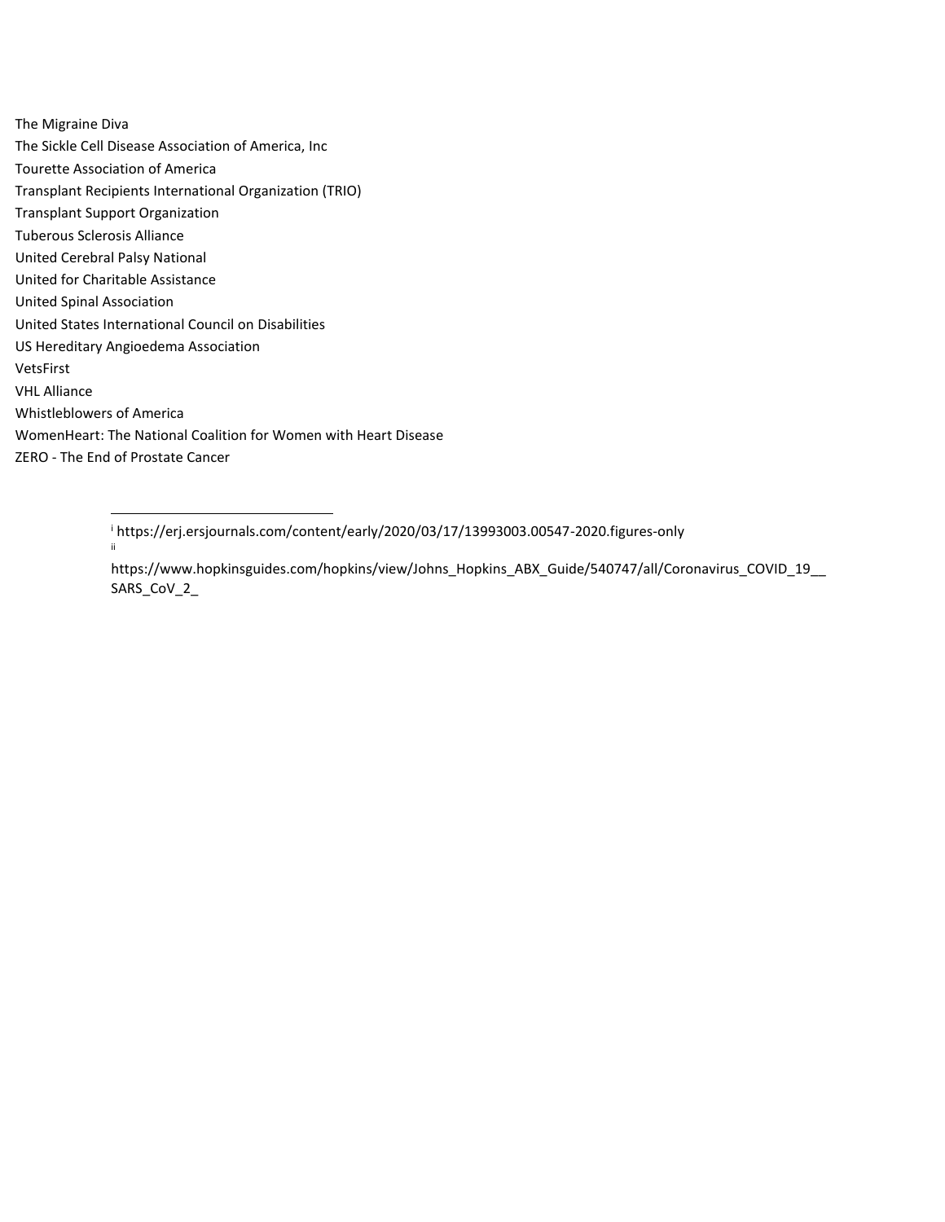The Migraine Diva
The Sickle Cell Disease Association of America, Inc
Tourette Association of America
Transplant Recipients International Organization (TRIO)
Transplant Support Organization
Tuberous Sclerosis Alliance
United Cerebral Palsy National
United for Charitable Assistance
United Spinal Association
United States International Council on Disabilities
US Hereditary Angioedema Association
VetsFirst
VHL Alliance
Whistleblowers of America
WomenHeart: The National Coalition for Women with Heart Disease
ZERO - The End of Prostate Cancer

---

[i] https://erj.ersjournals.com/content/early/2020/03/17/13993003.00547-2020.figures-only

[ii] https://www.hopkinsguides.com/hopkins/view/Johns_Hopkins_ABX_Guide/540747/all/Coronavirus_COVID_19__SARS_CoV_2_